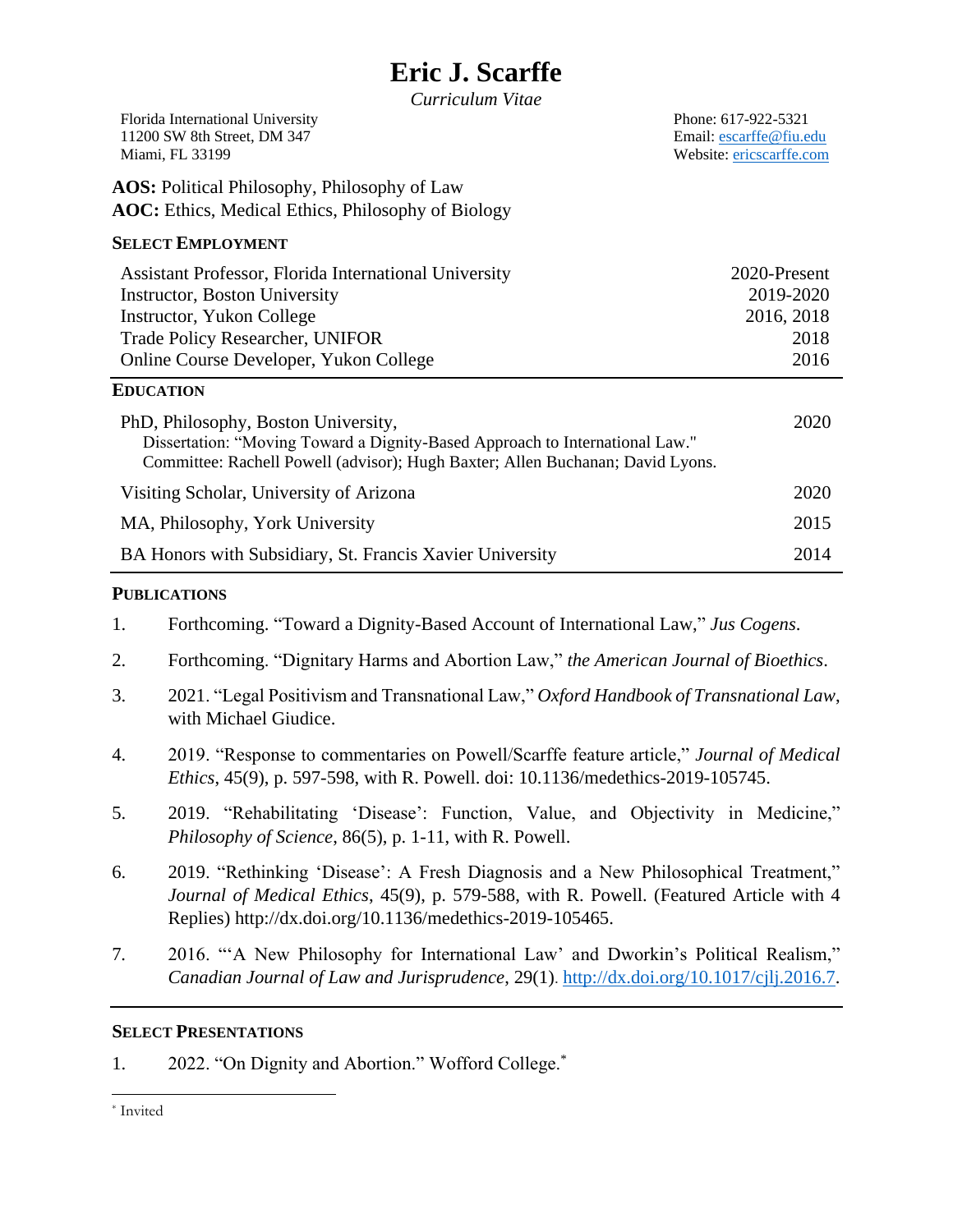# Eric J. Scarffe

*Curriculum Vitae*

Florida International University
11200 SW 8th Street, DM 347
Miami, FL 33199

Phone: 617-922-5321
Email: escarffe@fiu.edu
Website: ericscarffe.com

**AOS:** Political Philosophy, Philosophy of Law
**AOC:** Ethics, Medical Ethics, Philosophy of Biology

## SELECT EMPLOYMENT

| | |
|---|---|
| Assistant Professor, Florida International University | 2020-Present |
| Instructor, Boston University | 2019-2020 |
| Instructor, Yukon College | 2016, 2018 |
| Trade Policy Researcher, UNIFOR | 2018 |
| Online Course Developer, Yukon College | 2016 |

## EDUCATION

PhD, Philosophy, Boston University, — 2020
Dissertation: "Moving Toward a Dignity-Based Approach to International Law."
Committee: Rachell Powell (advisor); Hugh Baxter; Allen Buchanan; David Lyons.

Visiting Scholar, University of Arizona — 2020

MA, Philosophy, York University — 2015

BA Honors with Subsidiary, St. Francis Xavier University — 2014

## PUBLICATIONS

1. Forthcoming. "Toward a Dignity-Based Account of International Law," *Jus Cogens*.
2. Forthcoming. "Dignitary Harms and Abortion Law," *the American Journal of Bioethics*.
3. 2021. "Legal Positivism and Transnational Law," *Oxford Handbook of Transnational Law*, with Michael Giudice.
4. 2019. "Response to commentaries on Powell/Scarffe feature article," *Journal of Medical Ethics*, 45(9), p. 597-598, with R. Powell. doi: 10.1136/medethics-2019-105745.
5. 2019. "Rehabilitating 'Disease': Function, Value, and Objectivity in Medicine," *Philosophy of Science*, 86(5), p. 1-11, with R. Powell.
6. 2019. "Rethinking 'Disease': A Fresh Diagnosis and a New Philosophical Treatment," *Journal of Medical Ethics*, 45(9), p. 579-588, with R. Powell. (Featured Article with 4 Replies) http://dx.doi.org/10.1136/medethics-2019-105465.
7. 2016. "'A New Philosophy for International Law' and Dworkin's Political Realism," *Canadian Journal of Law and Jurisprudence*, 29(1). http://dx.doi.org/10.1017/cjlj.2016.7.

## SELECT PRESENTATIONS

1. 2022. "On Dignity and Abortion." Wofford College.*

\* Invited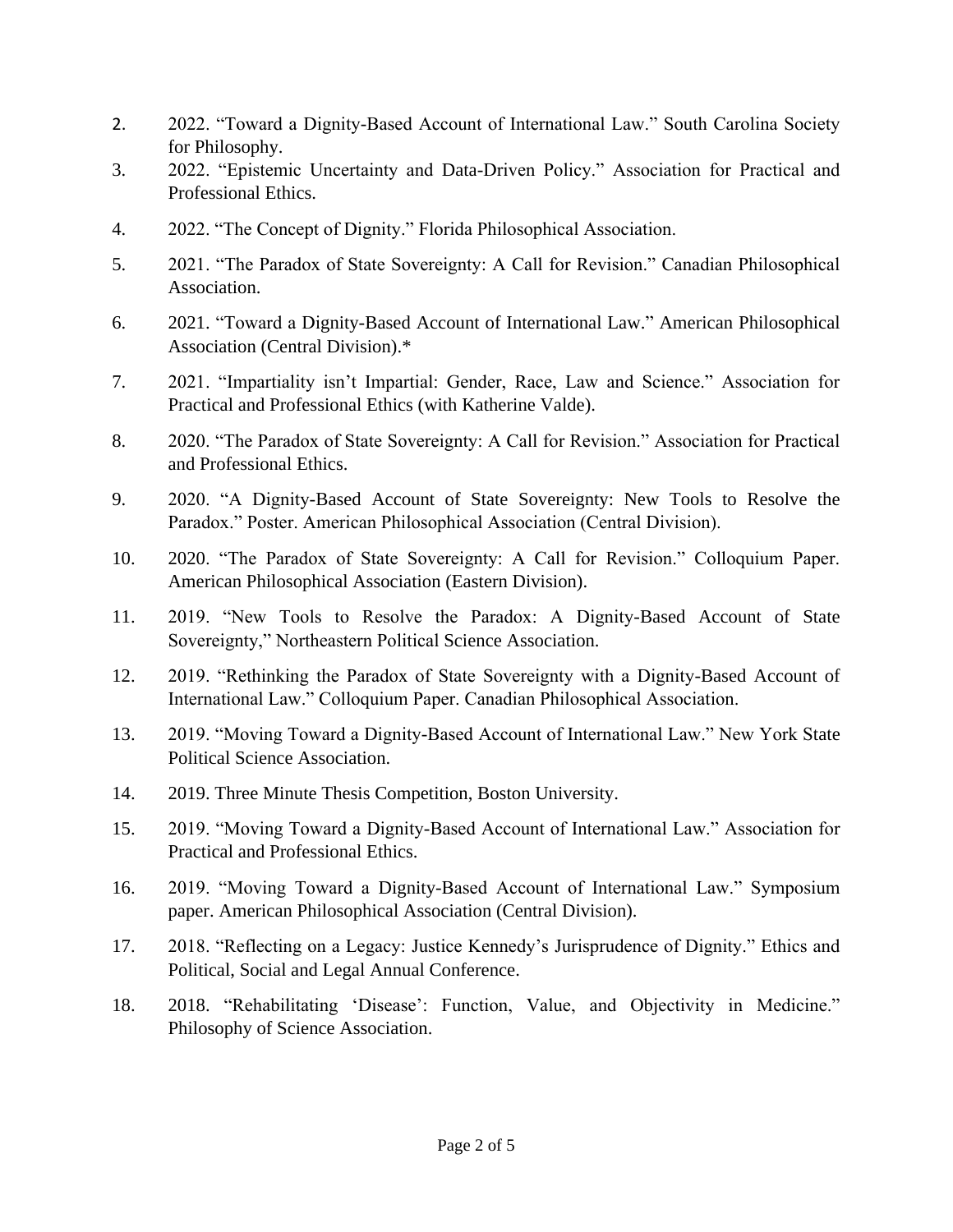2. 2022. "Toward a Dignity-Based Account of International Law." South Carolina Society for Philosophy.
3. 2022. "Epistemic Uncertainty and Data-Driven Policy." Association for Practical and Professional Ethics.
4. 2022. "The Concept of Dignity." Florida Philosophical Association.
5. 2021. "The Paradox of State Sovereignty: A Call for Revision." Canadian Philosophical Association.
6. 2021. "Toward a Dignity-Based Account of International Law." American Philosophical Association (Central Division).*
7. 2021. "Impartiality isn't Impartial: Gender, Race, Law and Science." Association for Practical and Professional Ethics (with Katherine Valde).
8. 2020. "The Paradox of State Sovereignty: A Call for Revision." Association for Practical and Professional Ethics.
9. 2020. "A Dignity-Based Account of State Sovereignty: New Tools to Resolve the Paradox." Poster. American Philosophical Association (Central Division).
10. 2020. "The Paradox of State Sovereignty: A Call for Revision." Colloquium Paper. American Philosophical Association (Eastern Division).
11. 2019. "New Tools to Resolve the Paradox: A Dignity-Based Account of State Sovereignty," Northeastern Political Science Association.
12. 2019. "Rethinking the Paradox of State Sovereignty with a Dignity-Based Account of International Law." Colloquium Paper. Canadian Philosophical Association.
13. 2019. "Moving Toward a Dignity-Based Account of International Law." New York State Political Science Association.
14. 2019. Three Minute Thesis Competition, Boston University.
15. 2019. "Moving Toward a Dignity-Based Account of International Law." Association for Practical and Professional Ethics.
16. 2019. "Moving Toward a Dignity-Based Account of International Law." Symposium paper. American Philosophical Association (Central Division).
17. 2018. "Reflecting on a Legacy: Justice Kennedy's Jurisprudence of Dignity." Ethics and Political, Social and Legal Annual Conference.
18. 2018. "Rehabilitating 'Disease': Function, Value, and Objectivity in Medicine." Philosophy of Science Association.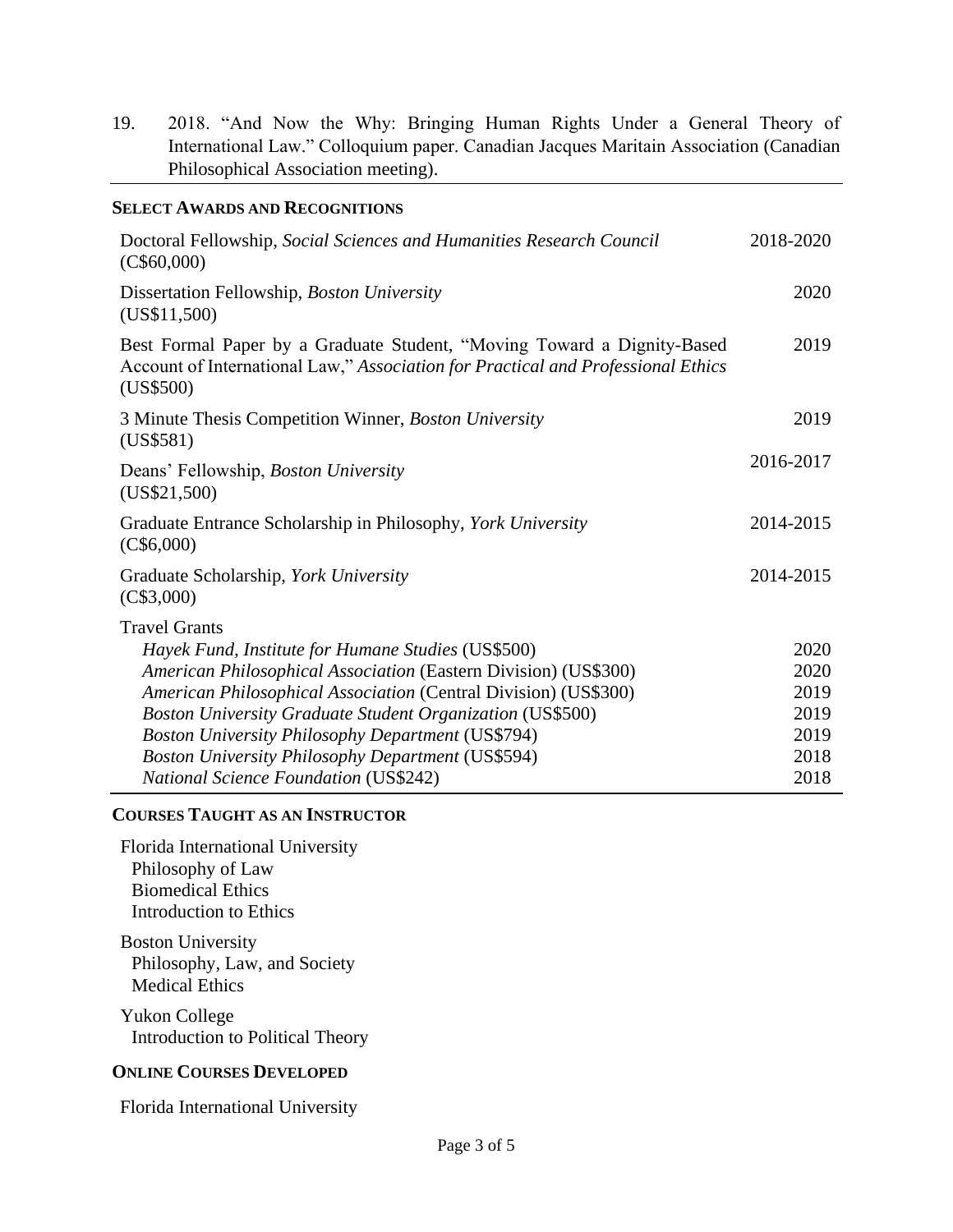19. 2018. "And Now the Why: Bringing Human Rights Under a General Theory of International Law." Colloquium paper. Canadian Jacques Maritain Association (Canadian Philosophical Association meeting).

## SELECT AWARDS AND RECOGNITIONS

| Award | Year |
|---|---|
| Doctoral Fellowship, *Social Sciences and Humanities Research Council* (C$60,000) | 2018-2020 |
| Dissertation Fellowship, *Boston University* (US$11,500) | 2020 |
| Best Formal Paper by a Graduate Student, "Moving Toward a Dignity-Based Account of International Law," *Association for Practical and Professional Ethics* (US$500) | 2019 |
| 3 Minute Thesis Competition Winner, *Boston University* (US$581) | 2019 |
| Deans' Fellowship, *Boston University* (US$21,500) | 2016-2017 |
| Graduate Entrance Scholarship in Philosophy, *York University* (C$6,000) | 2014-2015 |
| Graduate Scholarship, *York University* (C$3,000) | 2014-2015 |
| Travel Grants | |
| *Hayek Fund, Institute for Humane Studies* (US$500) | 2020 |
| *American Philosophical Association* (Eastern Division) (US$300) | 2020 |
| *American Philosophical Association* (Central Division) (US$300) | 2019 |
| *Boston University Graduate Student Organization* (US$500) | 2019 |
| *Boston University Philosophy Department* (US$794) | 2019 |
| *Boston University Philosophy Department* (US$594) | 2018 |
| *National Science Foundation* (US$242) | 2018 |

## COURSES TAUGHT AS AN INSTRUCTOR

Florida International University
- Philosophy of Law
- Biomedical Ethics
- Introduction to Ethics

Boston University
- Philosophy, Law, and Society
- Medical Ethics

Yukon College
- Introduction to Political Theory

## ONLINE COURSES DEVELOPED

Florida International University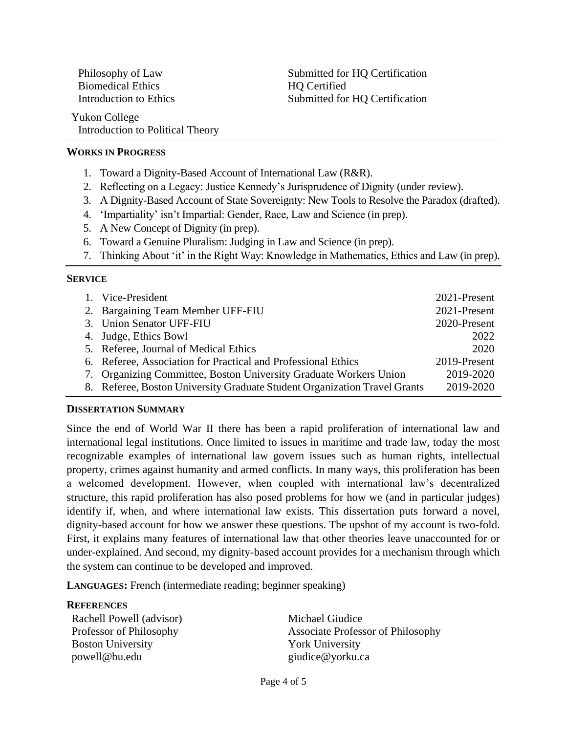| | |
|---|---|
| Philosophy of Law | Submitted for HQ Certification |
| Biomedical Ethics | HQ Certified |
| Introduction to Ethics | Submitted for HQ Certification |

Yukon College
Introduction to Political Theory

## WORKS IN PROGRESS

1. Toward a Dignity-Based Account of International Law (R&R).
2. Reflecting on a Legacy: Justice Kennedy's Jurisprudence of Dignity (under review).
3. A Dignity-Based Account of State Sovereignty: New Tools to Resolve the Paradox (drafted).
4. 'Impartiality' isn't Impartial: Gender, Race, Law and Science (in prep).
5. A New Concept of Dignity (in prep).
6. Toward a Genuine Pluralism: Judging in Law and Science (in prep).
7. Thinking About 'it' in the Right Way: Knowledge in Mathematics, Ethics and Law (in prep).

## SERVICE

| | |
|---|---|
| 1. Vice-President | 2021-Present |
| 2. Bargaining Team Member UFF-FIU | 2021-Present |
| 3. Union Senator UFF-FIU | 2020-Present |
| 4. Judge, Ethics Bowl | 2022 |
| 5. Referee, Journal of Medical Ethics | 2020 |
| 6. Referee, Association for Practical and Professional Ethics | 2019-Present |
| 7. Organizing Committee, Boston University Graduate Workers Union | 2019-2020 |
| 8. Referee, Boston University Graduate Student Organization Travel Grants | 2019-2020 |

## DISSERTATION SUMMARY

Since the end of World War II there has been a rapid proliferation of international law and international legal institutions. Once limited to issues in maritime and trade law, today the most recognizable examples of international law govern issues such as human rights, intellectual property, crimes against humanity and armed conflicts. In many ways, this proliferation has been a welcomed development. However, when coupled with international law's decentralized structure, this rapid proliferation has also posed problems for how we (and in particular judges) identify if, when, and where international law exists. This dissertation puts forward a novel, dignity-based account for how we answer these questions. The upshot of my account is two-fold. First, it explains many features of international law that other theories leave unaccounted for or under-explained. And second, my dignity-based account provides for a mechanism through which the system can continue to be developed and improved.

**LANGUAGES:** French (intermediate reading; beginner speaking)

## REFERENCES

Rachell Powell (advisor)
Professor of Philosophy
Boston University
powell@bu.edu

Michael Giudice
Associate Professor of Philosophy
York University
giudice@yorku.ca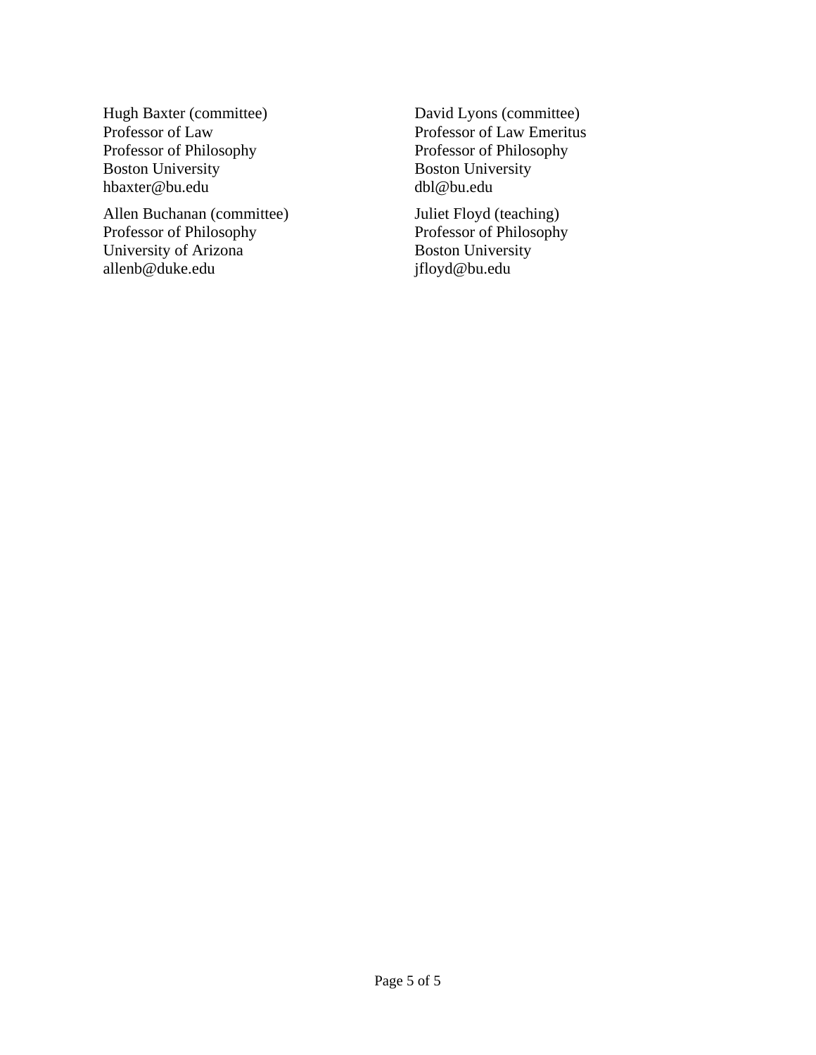Hugh Baxter (committee)
Professor of Law
Professor of Philosophy
Boston University
hbaxter@bu.edu

Allen Buchanan (committee)
Professor of Philosophy
University of Arizona
allenb@duke.edu

David Lyons (committee)
Professor of Law Emeritus
Professor of Philosophy
Boston University
dbl@bu.edu

Juliet Floyd (teaching)
Professor of Philosophy
Boston University
jfloyd@bu.edu